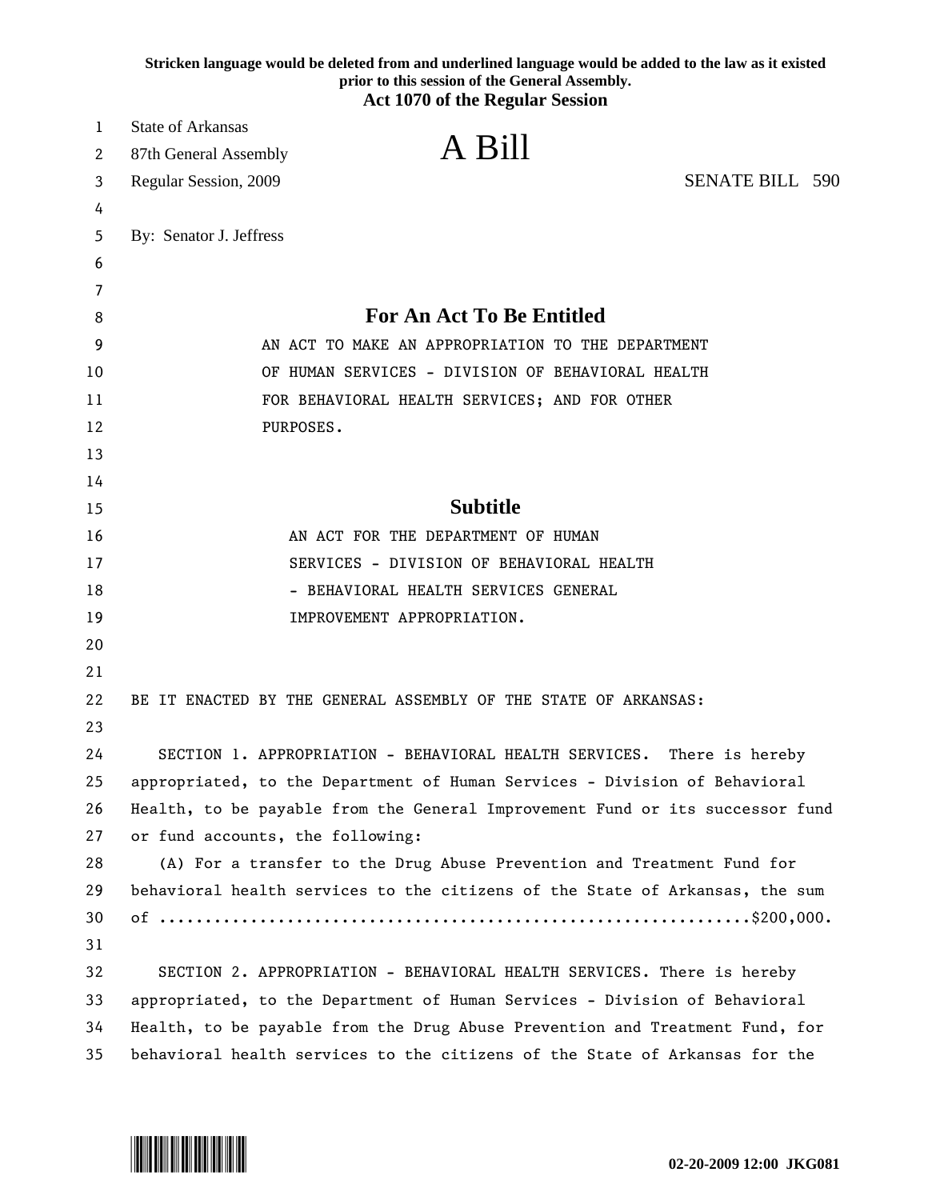**Stricken language would be deleted from and underlined language would be added to the law as it existed prior to this session of the General Assembly.**

**Act 1070 of the Regular Session**

State of Arkansas
87th General Assembly
Regular Session, 2009

# A Bill

SENATE BILL 590

By: Senator J. Jeffress

## For An Act To Be Entitled

AN ACT TO MAKE AN APPROPRIATION TO THE DEPARTMENT OF HUMAN SERVICES - DIVISION OF BEHAVIORAL HEALTH FOR BEHAVIORAL HEALTH SERVICES; AND FOR OTHER PURPOSES.

## Subtitle

AN ACT FOR THE DEPARTMENT OF HUMAN SERVICES - DIVISION OF BEHAVIORAL HEALTH - BEHAVIORAL HEALTH SERVICES GENERAL IMPROVEMENT APPROPRIATION.

BE IT ENACTED BY THE GENERAL ASSEMBLY OF THE STATE OF ARKANSAS:

SECTION 1. APPROPRIATION - BEHAVIORAL HEALTH SERVICES. There is hereby appropriated, to the Department of Human Services - Division of Behavioral Health, to be payable from the General Improvement Fund or its successor fund or fund accounts, the following:

(A) For a transfer to the Drug Abuse Prevention and Treatment Fund for behavioral health services to the citizens of the State of Arkansas, the sum of ..............................................................$200,000.

SECTION 2. APPROPRIATION - BEHAVIORAL HEALTH SERVICES. There is hereby appropriated, to the Department of Human Services - Division of Behavioral Health, to be payable from the Drug Abuse Prevention and Treatment Fund, for behavioral health services to the citizens of the State of Arkansas for the

02-20-2009 12:00 JKG081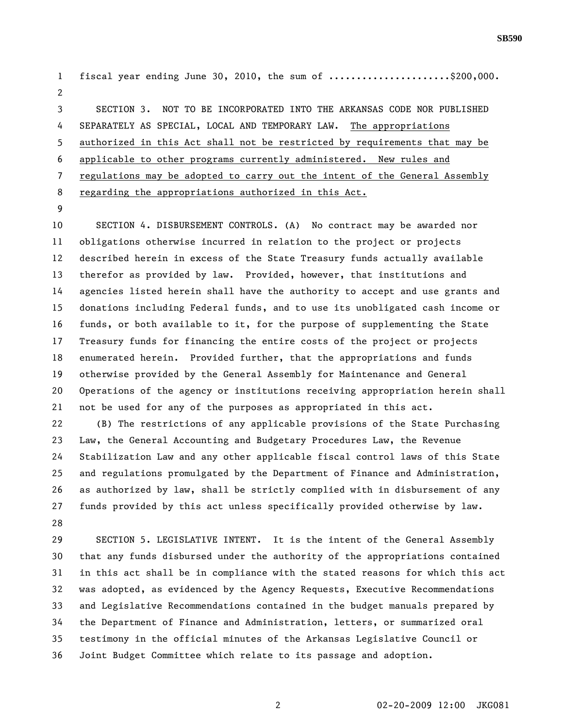fiscal year ending June 30, 2010, the sum of ......................$200,000.

SECTION 3. NOT TO BE INCORPORATED INTO THE ARKANSAS CODE NOR PUBLISHED SEPARATELY AS SPECIAL, LOCAL AND TEMPORARY LAW. The appropriations authorized in this Act shall not be restricted by requirements that may be applicable to other programs currently administered. New rules and regulations may be adopted to carry out the intent of the General Assembly regarding the appropriations authorized in this Act.

SECTION 4. DISBURSEMENT CONTROLS. (A) No contract may be awarded nor obligations otherwise incurred in relation to the project or projects described herein in excess of the State Treasury funds actually available therefor as provided by law. Provided, however, that institutions and agencies listed herein shall have the authority to accept and use grants and donations including Federal funds, and to use its unobligated cash income or funds, or both available to it, for the purpose of supplementing the State Treasury funds for financing the entire costs of the project or projects enumerated herein. Provided further, that the appropriations and funds otherwise provided by the General Assembly for Maintenance and General Operations of the agency or institutions receiving appropriation herein shall not be used for any of the purposes as appropriated in this act.

(B) The restrictions of any applicable provisions of the State Purchasing Law, the General Accounting and Budgetary Procedures Law, the Revenue Stabilization Law and any other applicable fiscal control laws of this State and regulations promulgated by the Department of Finance and Administration, as authorized by law, shall be strictly complied with in disbursement of any funds provided by this act unless specifically provided otherwise by law.

SECTION 5. LEGISLATIVE INTENT. It is the intent of the General Assembly that any funds disbursed under the authority of the appropriations contained in this act shall be in compliance with the stated reasons for which this act was adopted, as evidenced by the Agency Requests, Executive Recommendations and Legislative Recommendations contained in the budget manuals prepared by the Department of Finance and Administration, letters, or summarized oral testimony in the official minutes of the Arkansas Legislative Council or Joint Budget Committee which relate to its passage and adoption.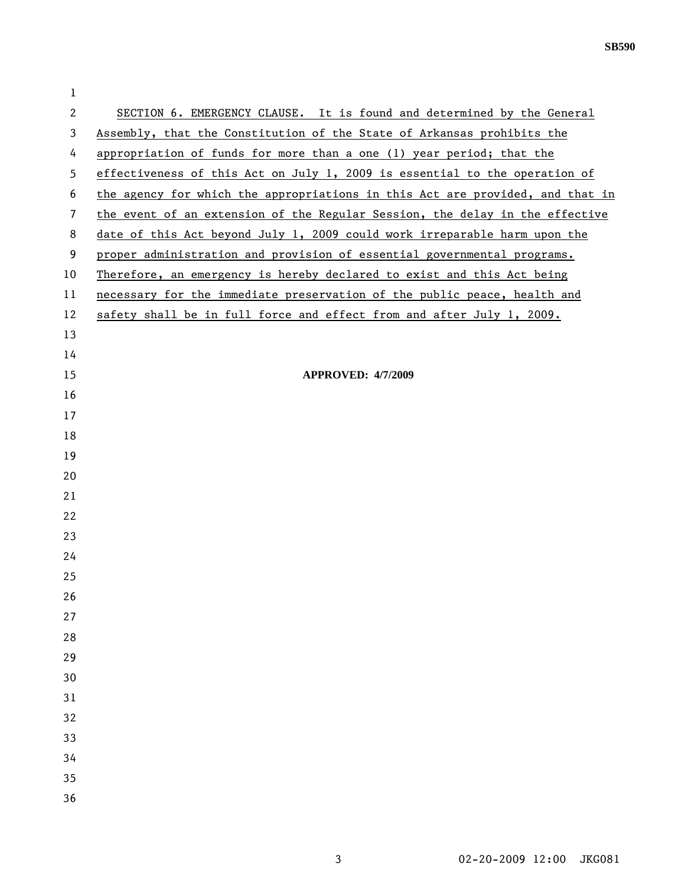SECTION 6. EMERGENCY CLAUSE. It is found and determined by the General Assembly, that the Constitution of the State of Arkansas prohibits the appropriation of funds for more than a one (1) year period; that the effectiveness of this Act on July 1, 2009 is essential to the operation of the agency for which the appropriations in this Act are provided, and that in the event of an extension of the Regular Session, the delay in the effective date of this Act beyond July 1, 2009 could work irreparable harm upon the proper administration and provision of essential governmental programs. Therefore, an emergency is hereby declared to exist and this Act being necessary for the immediate preservation of the public peace, health and safety shall be in full force and effect from and after July 1, 2009.

**APPROVED: 4/7/2009**